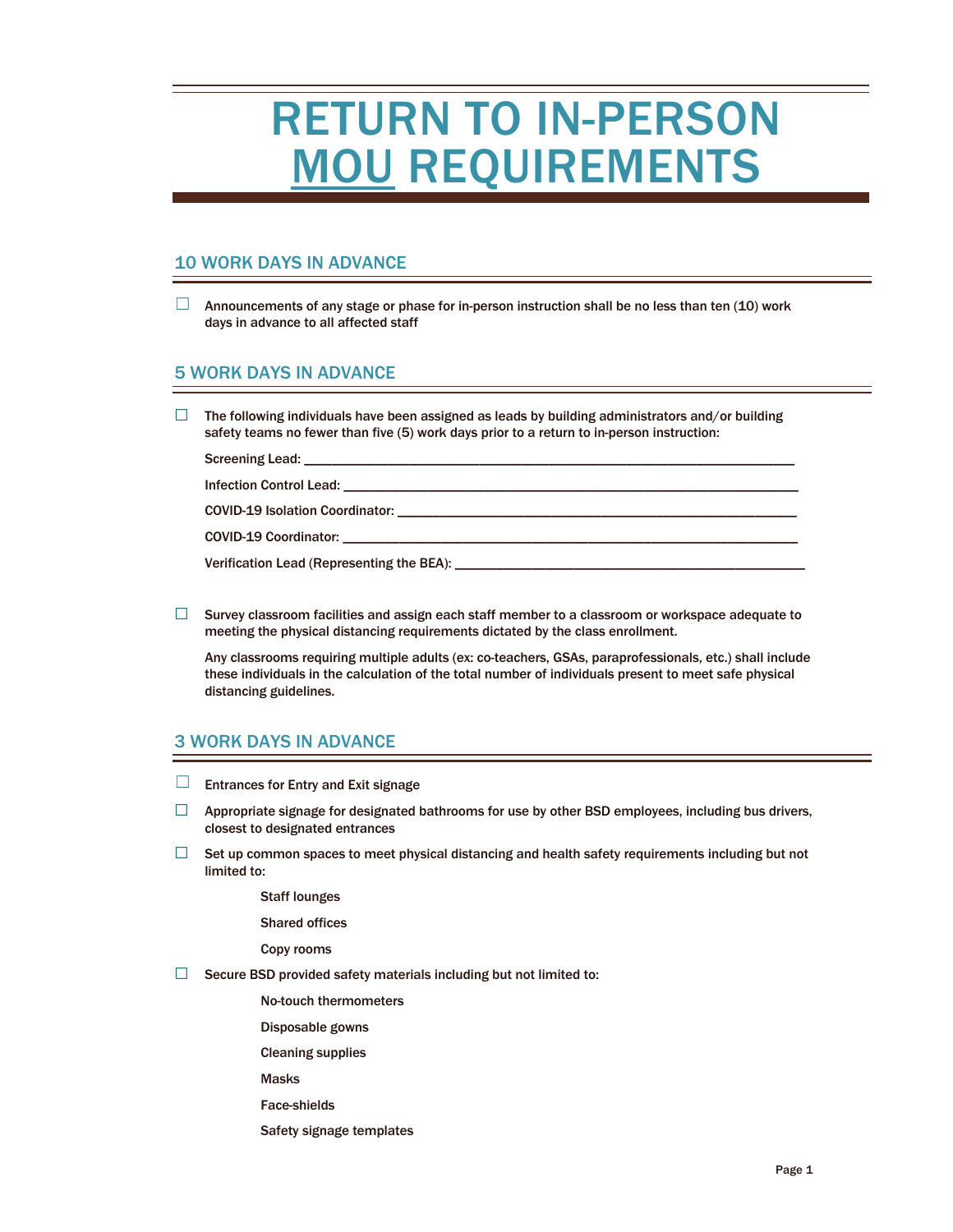# RETURN TO IN-PERSON MOU REQUIREMENTS

## 10 WORK DAYS IN ADVANCE

- ☐ Announcements of any stage or phase for in-person instruction shall be no less than ten (10) work days in advance to all affected staff

## 5 WORK DAYS IN ADVANCE

- ☐ The following individuals have been assigned as leads by building administrators and/or building safety teams no fewer than five (5) work days prior to a return to in-person instruction:

  Screening Lead: ____________________________________________________________

  Infection Control Lead: ______________________________________________________

  COVID-19 Isolation Coordinator: ______________________________________________

  COVID-19 Coordinator: ______________________________________________________

  Verification Lead (Representing the BEA): ______________________________________

- ☐ Survey classroom facilities and assign each staff member to a classroom or workspace adequate to meeting the physical distancing requirements dictated by the class enrollment.

  Any classrooms requiring multiple adults (ex: co-teachers, GSAs, paraprofessionals, etc.) shall include these individuals in the calculation of the total number of individuals present to meet safe physical distancing guidelines.

## 3 WORK DAYS IN ADVANCE

- ☐ Entrances for Entry and Exit signage
- ☐ Appropriate signage for designated bathrooms for use by other BSD employees, including bus drivers, closest to designated entrances
- ☐ Set up common spaces to meet physical distancing and health safety requirements including but not limited to:

  Staff lounges

  Shared offices

  Copy rooms

- ☐ Secure BSD provided safety materials including but not limited to:

  No-touch thermometers

  Disposable gowns

  Cleaning supplies

  Masks

  Face-shields

  Safety signage templates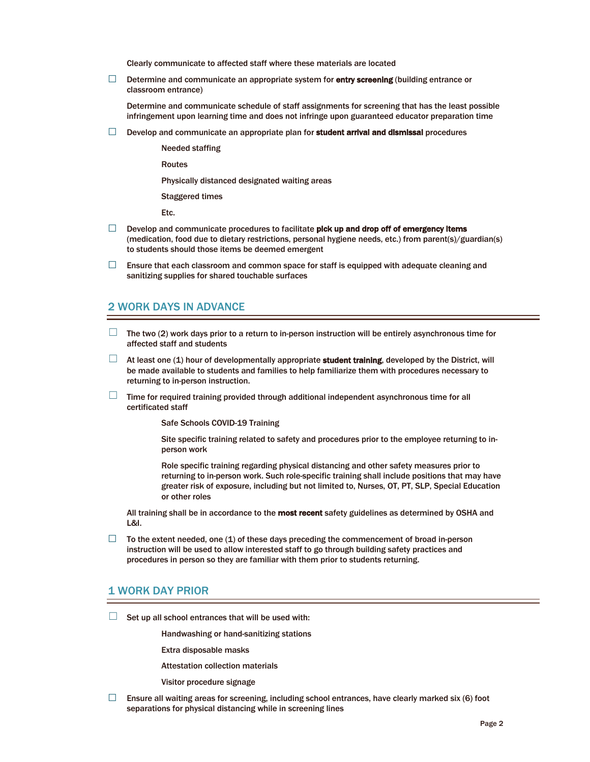Clearly communicate to affected staff where these materials are located

- ☐ Determine and communicate an appropriate system for **entry screening** (building entrance or classroom entrance)

  Determine and communicate schedule of staff assignments for screening that has the least possible infringement upon learning time and does not infringe upon guaranteed educator preparation time

- ☐ Develop and communicate an appropriate plan for **student arrival and dismissal** procedures

  - Needed staffing
  - Routes
  - Physically distanced designated waiting areas
  - Staggered times
  - Etc.

- ☐ Develop and communicate procedures to facilitate **pick up and drop off of emergency items** (medication, food due to dietary restrictions, personal hygiene needs, etc.) from parent(s)/guardian(s) to students should those items be deemed emergent

- ☐ Ensure that each classroom and common space for staff is equipped with adequate cleaning and sanitizing supplies for shared touchable surfaces

## 2 WORK DAYS IN ADVANCE

- ☐ The two (2) work days prior to a return to in-person instruction will be entirely asynchronous time for affected staff and students

- ☐ At least one (1) hour of developmentally appropriate **student training**, developed by the District, will be made available to students and families to help familiarize them with procedures necessary to returning to in-person instruction.

- ☐ Time for required training provided through additional independent asynchronous time for all certificated staff

  - Safe Schools COVID-19 Training
  - Site specific training related to safety and procedures prior to the employee returning to in-person work
  - Role specific training regarding physical distancing and other safety measures prior to returning to in-person work. Such role-specific training shall include positions that may have greater risk of exposure, including but not limited to, Nurses, OT, PT, SLP, Special Education or other roles

  All training shall be in accordance to the **most recent** safety guidelines as determined by OSHA and L&I.

- ☐ To the extent needed, one (1) of these days preceding the commencement of broad in-person instruction will be used to allow interested staff to go through building safety practices and procedures in person so they are familiar with them prior to students returning.

## 1 WORK DAY PRIOR

- ☐ Set up all school entrances that will be used with:

  - Handwashing or hand-sanitizing stations
  - Extra disposable masks
  - Attestation collection materials
  - Visitor procedure signage

- ☐ Ensure all waiting areas for screening, including school entrances, have clearly marked six (6) foot separations for physical distancing while in screening lines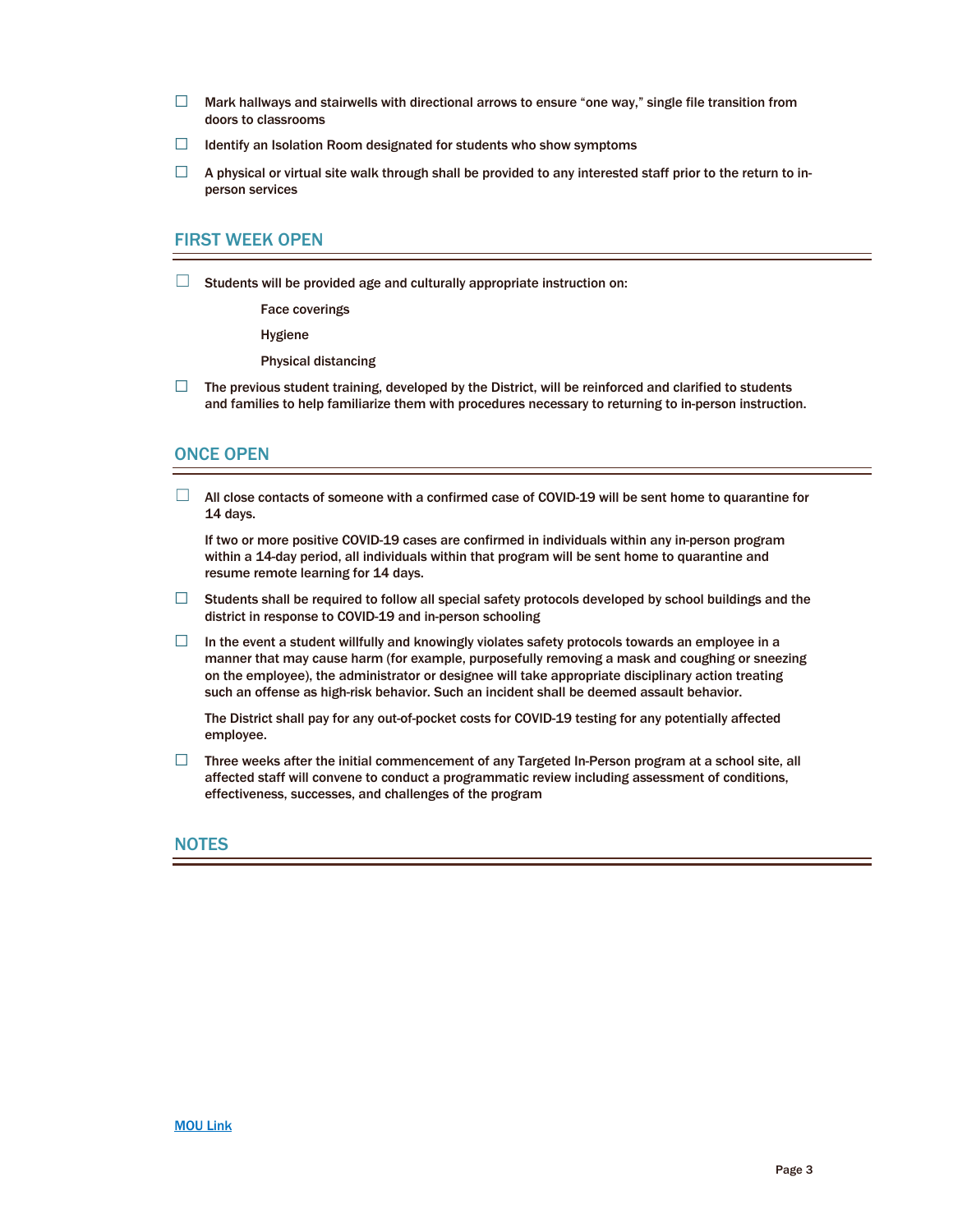- ☐ Mark hallways and stairwells with directional arrows to ensure "one way," single file transition from doors to classrooms
- ☐ Identify an Isolation Room designated for students who show symptoms
- ☐ A physical or virtual site walk through shall be provided to any interested staff prior to the return to in-person services

## FIRST WEEK OPEN

- ☐ Students will be provided age and culturally appropriate instruction on:

  Face coverings

  Hygiene

  Physical distancing

- ☐ The previous student training, developed by the District, will be reinforced and clarified to students and families to help familiarize them with procedures necessary to returning to in-person instruction.

## ONCE OPEN

- ☐ All close contacts of someone with a confirmed case of COVID-19 will be sent home to quarantine for 14 days.

  If two or more positive COVID-19 cases are confirmed in individuals within any in-person program within a 14-day period, all individuals within that program will be sent home to quarantine and resume remote learning for 14 days.

- ☐ Students shall be required to follow all special safety protocols developed by school buildings and the district in response to COVID-19 and in-person schooling
- ☐ In the event a student willfully and knowingly violates safety protocols towards an employee in a manner that may cause harm (for example, purposefully removing a mask and coughing or sneezing on the employee), the administrator or designee will take appropriate disciplinary action treating such an offense as high-risk behavior. Such an incident shall be deemed assault behavior.

  The District shall pay for any out-of-pocket costs for COVID-19 testing for any potentially affected employee.

- ☐ Three weeks after the initial commencement of any Targeted In-Person program at a school site, all affected staff will convene to conduct a programmatic review including assessment of conditions, effectiveness, successes, and challenges of the program

## NOTES

MOU Link